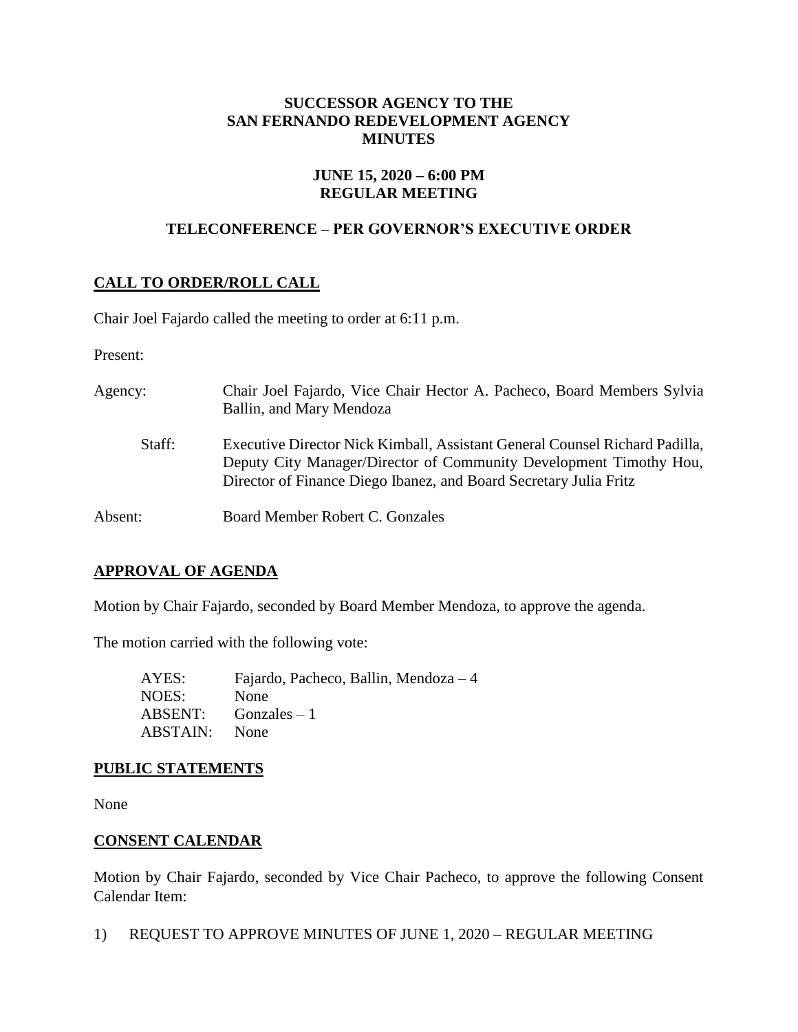# SUCCESSOR AGENCY TO THE SAN FERNANDO REDEVELOPMENT AGENCY MINUTES

## JUNE 15, 2020 – 6:00 PM REGULAR MEETING

## TELECONFERENCE – PER GOVERNOR'S EXECUTIVE ORDER

### CALL TO ORDER/ROLL CALL

Chair Joel Fajardo called the meeting to order at 6:11 p.m.

Present:

Agency: Chair Joel Fajardo, Vice Chair Hector A. Pacheco, Board Members Sylvia Ballin, and Mary Mendoza

Staff: Executive Director Nick Kimball, Assistant General Counsel Richard Padilla, Deputy City Manager/Director of Community Development Timothy Hou, Director of Finance Diego Ibanez, and Board Secretary Julia Fritz

Absent: Board Member Robert C. Gonzales

### APPROVAL OF AGENDA

Motion by Chair Fajardo, seconded by Board Member Mendoza, to approve the agenda.

The motion carried with the following vote:

AYES: Fajardo, Pacheco, Ballin, Mendoza – 4
NOES: None
ABSENT: Gonzales – 1
ABSTAIN: None

### PUBLIC STATEMENTS

None

### CONSENT CALENDAR

Motion by Chair Fajardo, seconded by Vice Chair Pacheco, to approve the following Consent Calendar Item:

1) REQUEST TO APPROVE MINUTES OF JUNE 1, 2020 – REGULAR MEETING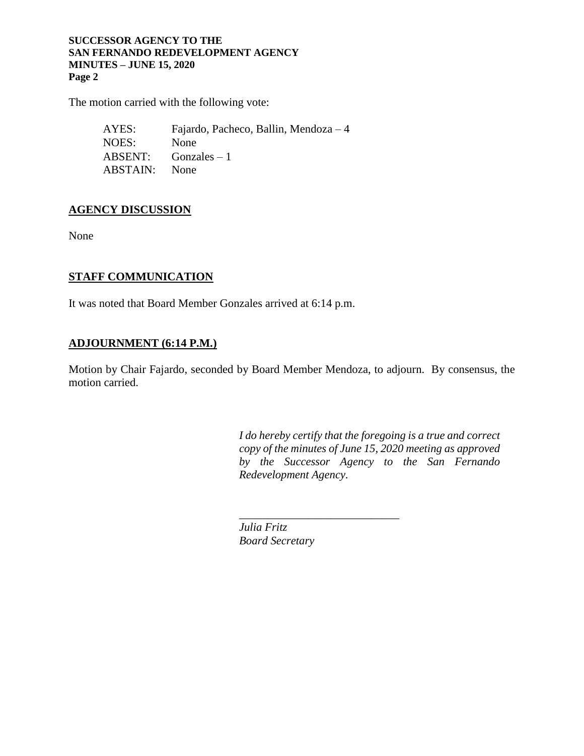The motion carried with the following vote:

| | |
|---|---|
| AYES: | Fajardo, Pacheco, Ballin, Mendoza – 4 |
| NOES: | None |
| ABSENT: | Gonzales – 1 |
| ABSTAIN: | None |

## AGENCY DISCUSSION

None

## STAFF COMMUNICATION

It was noted that Board Member Gonzales arrived at 6:14 p.m.

## ADJOURNMENT (6:14 P.M.)

Motion by Chair Fajardo, seconded by Board Member Mendoza, to adjourn. By consensus, the motion carried.

*I do hereby certify that the foregoing is a true and correct copy of the minutes of June 15, 2020 meeting as approved by the Successor Agency to the San Fernando Redevelopment Agency.*

\_\_\_\_\_\_\_\_\_\_\_\_\_\_\_\_\_\_\_\_\_\_\_\_\_\_\_\_

*Julia Fritz*
*Board Secretary*